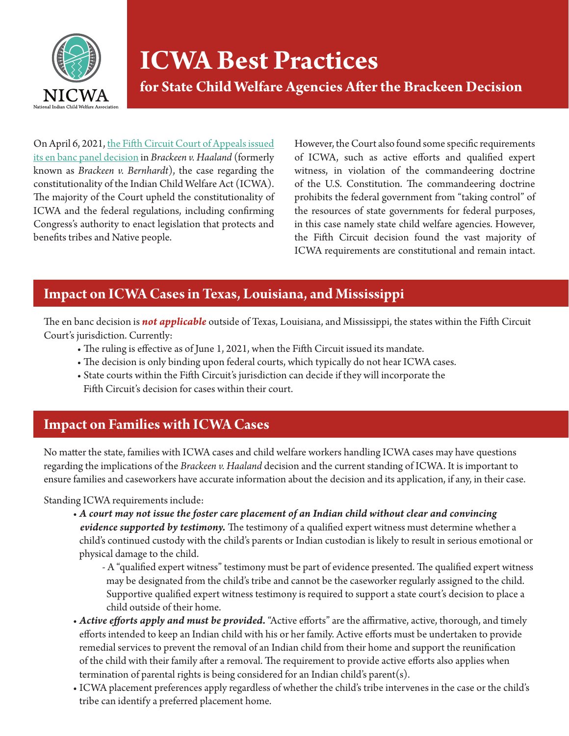NICWA

National Indian Child Welfare Association

# ICWA Best Practices

## for State Child Welfare Agencies After the Brackeen Decision

On April 6, 2021, [the Fifth Circuit Court of Appeals issued its en banc panel decision]() in *Brackeen v. Haaland* (formerly known as *Brackeen v. Bernhardt*), the case regarding the constitutionality of the Indian Child Welfare Act (ICWA). The majority of the Court upheld the constitutionality of ICWA and the federal regulations, including confirming Congress's authority to enact legislation that protects and benefits tribes and Native people.

However, the Court also found some specific requirements of ICWA, such as active efforts and qualified expert witness, in violation of the commandeering doctrine of the U.S. Constitution. The commandeering doctrine prohibits the federal government from "taking control" of the resources of state governments for federal purposes, in this case namely state child welfare agencies. However, the Fifth Circuit decision found the vast majority of ICWA requirements are constitutional and remain intact.

## Impact on ICWA Cases in Texas, Louisiana, and Mississippi

The en banc decision is ***not applicable*** outside of Texas, Louisiana, and Mississippi, the states within the Fifth Circuit Court's jurisdiction. Currently:

- The ruling is effective as of June 1, 2021, when the Fifth Circuit issued its mandate.
- The decision is only binding upon federal courts, which typically do not hear ICWA cases.
- State courts within the Fifth Circuit's jurisdiction can decide if they will incorporate the Fifth Circuit's decision for cases within their court.

## Impact on Families with ICWA Cases

No matter the state, families with ICWA cases and child welfare workers handling ICWA cases may have questions regarding the implications of the *Brackeen v. Haaland* decision and the current standing of ICWA. It is important to ensure families and caseworkers have accurate information about the decision and its application, if any, in their case.

Standing ICWA requirements include:

- ***A court may not issue the foster care placement of an Indian child without clear and convincing evidence supported by testimony.*** The testimony of a qualified expert witness must determine whether a child's continued custody with the child's parents or Indian custodian is likely to result in serious emotional or physical damage to the child.
  - A "qualified expert witness" testimony must be part of evidence presented. The qualified expert witness may be designated from the child's tribe and cannot be the caseworker regularly assigned to the child. Supportive qualified expert witness testimony is required to support a state court's decision to place a child outside of their home.
- ***Active efforts apply and must be provided.*** "Active efforts" are the affirmative, active, thorough, and timely efforts intended to keep an Indian child with his or her family. Active efforts must be undertaken to provide remedial services to prevent the removal of an Indian child from their home and support the reunification of the child with their family after a removal. The requirement to provide active efforts also applies when termination of parental rights is being considered for an Indian child's parent(s).
- ICWA placement preferences apply regardless of whether the child's tribe intervenes in the case or the child's tribe can identify a preferred placement home.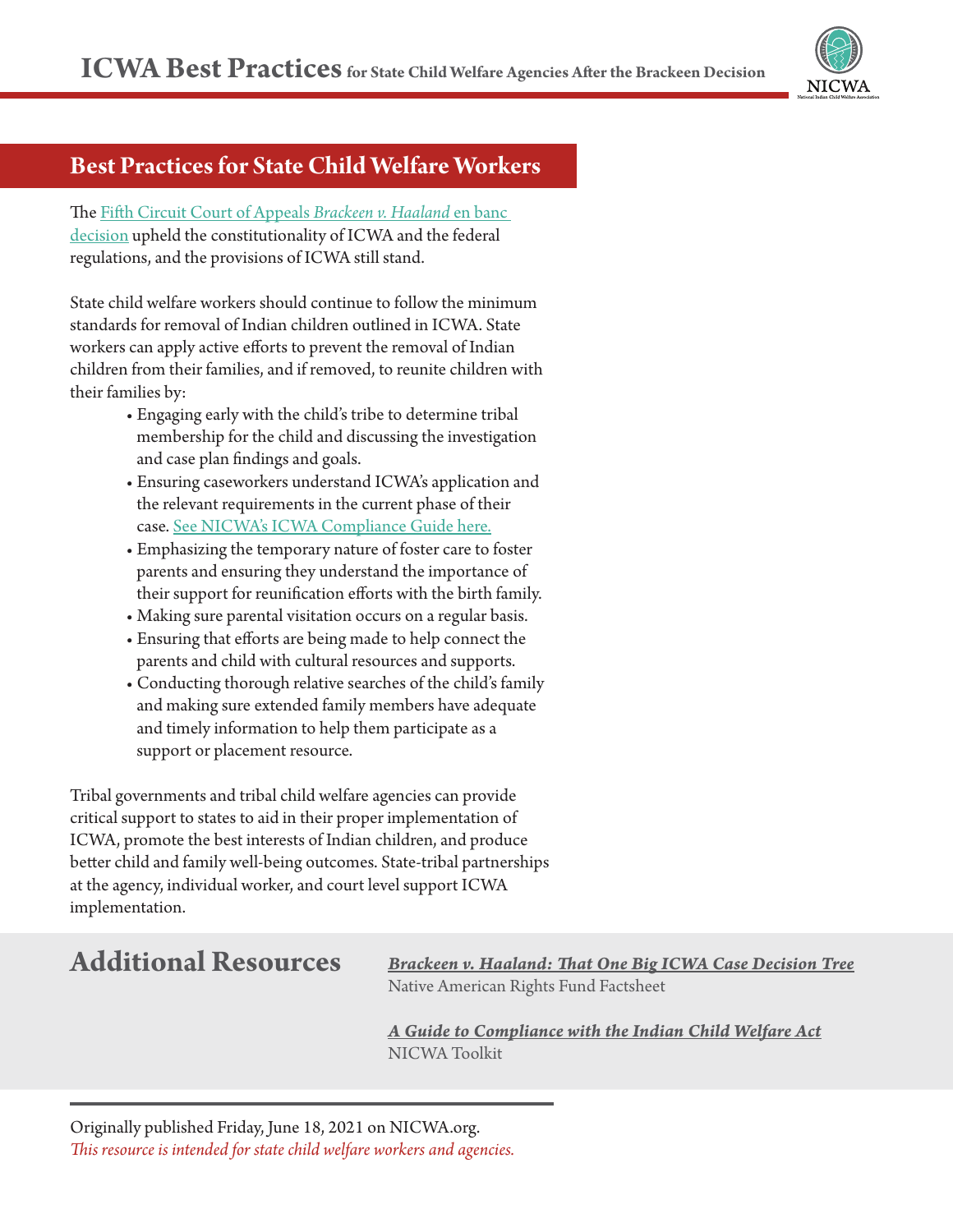## Best Practices for State Child Welfare Workers

The [Fifth Circuit Court of Appeals *Brackeen v. Haaland* en banc decision]() upheld the constitutionality of ICWA and the federal regulations, and the provisions of ICWA still stand.

State child welfare workers should continue to follow the minimum standards for removal of Indian children outlined in ICWA. State workers can apply active efforts to prevent the removal of Indian children from their families, and if removed, to reunite children with their families by:

- Engaging early with the child's tribe to determine tribal membership for the child and discussing the investigation and case plan findings and goals.
- Ensuring caseworkers understand ICWA's application and the relevant requirements in the current phase of their case. [See NICWA's ICWA Compliance Guide here.]()
- Emphasizing the temporary nature of foster care to foster parents and ensuring they understand the importance of their support for reunification efforts with the birth family.
- Making sure parental visitation occurs on a regular basis.
- Ensuring that efforts are being made to help connect the parents and child with cultural resources and supports.
- Conducting thorough relative searches of the child's family and making sure extended family members have adequate and timely information to help them participate as a support or placement resource.

Tribal governments and tribal child welfare agencies can provide critical support to states to aid in their proper implementation of ICWA, promote the best interests of Indian children, and produce better child and family well-being outcomes. State-tribal partnerships at the agency, individual worker, and court level support ICWA implementation.

## Additional Resources

***Brackeen v. Haaland: That One Big ICWA Case Decision Tree***
Native American Rights Fund Factsheet

***A Guide to Compliance with the Indian Child Welfare Act***
NICWA Toolkit

Originally published Friday, June 18, 2021 on NICWA.org.
*This resource is intended for state child welfare workers and agencies.*